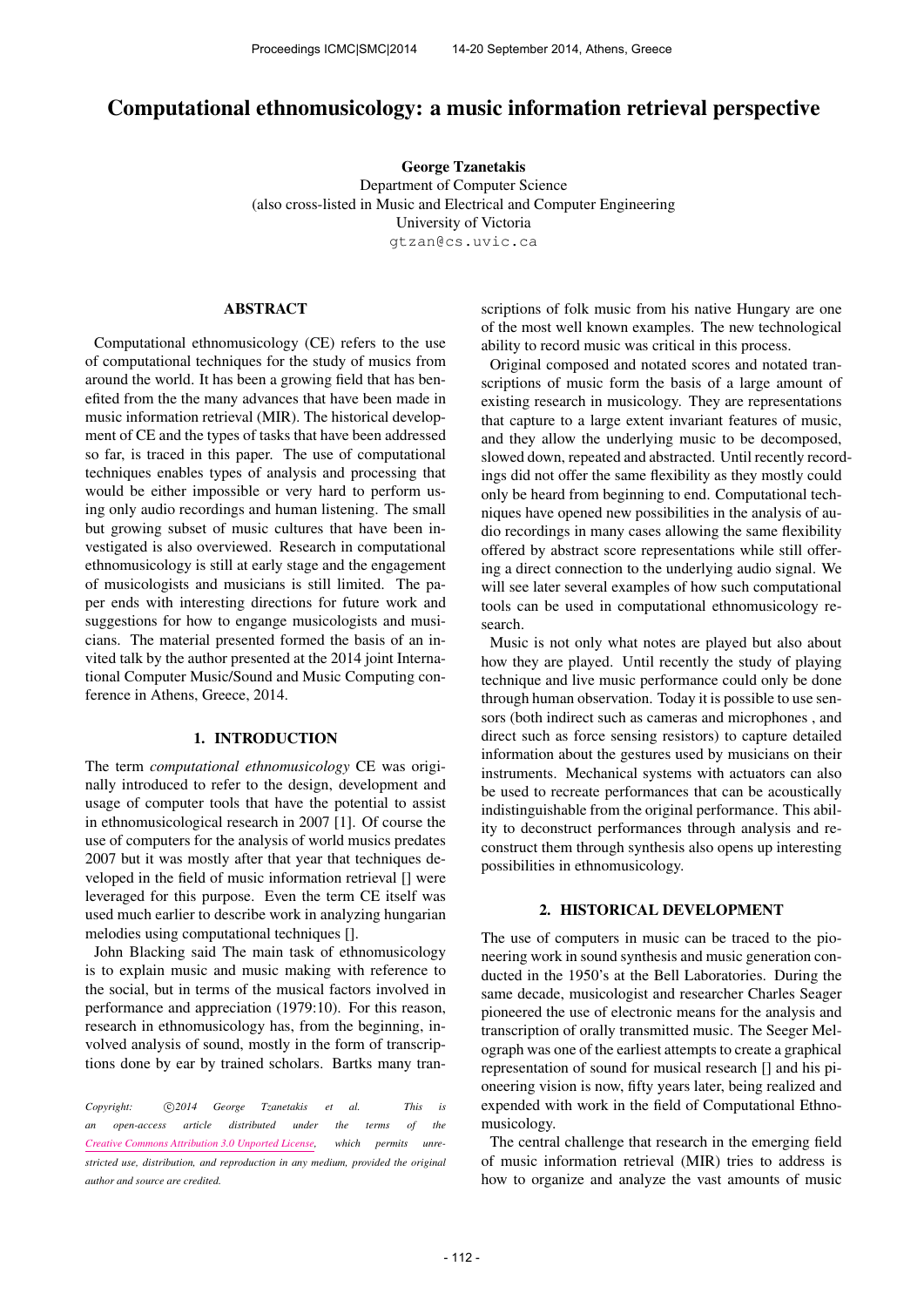# Computational ethnomusicology: a music information retrieval perspective

**George Tzanetakis**
Department of Computer Science
(also cross-listed in Music and Electrical and Computer Engineering
University of Victoria
gtzan@cs.uvic.ca

## ABSTRACT

Computational ethnomusicology (CE) refers to the use of computational techniques for the study of musics from around the world. It has been a growing field that has benefited from the the many advances that have been made in music information retrieval (MIR). The historical development of CE and the types of tasks that have been addressed so far, is traced in this paper. The use of computational techniques enables types of analysis and processing that would be either impossible or very hard to perform using only audio recordings and human listening. The small but growing subset of music cultures that have been investigated is also overviewed. Research in computational ethnomusicology is still at early stage and the engagement of musicologists and musicians is still limited. The paper ends with interesting directions for future work and suggestions for how to engange musicologists and musicians. The material presented formed the basis of an invited talk by the author presented at the 2014 joint International Computer Music/Sound and Music Computing conference in Athens, Greece, 2014.

## 1. INTRODUCTION

The term *computational ethnomusicology* CE was originally introduced to refer to the design, development and usage of computer tools that have the potential to assist in ethnomusicological research in 2007 [1]. Of course the use of computers for the analysis of world musics predates 2007 but it was mostly after that year that techniques developed in the field of music information retrieval [] were leveraged for this purpose. Even the term CE itself was used much earlier to describe work in analyzing hungarian melodies using computational techniques [].

John Blacking said The main task of ethnomusicology is to explain music and music making with reference to the social, but in terms of the musical factors involved in performance and appreciation (1979:10). For this reason, research in ethnomusicology has, from the beginning, involved analysis of sound, mostly in the form of transcriptions done by ear by trained scholars. Bartks many transcriptions of folk music from his native Hungary are one of the most well known examples. The new technological ability to record music was critical in this process.

Original composed and notated scores and notated transcriptions of music form the basis of a large amount of existing research in musicology. They are representations that capture to a large extent invariant features of music, and they allow the underlying music to be decomposed, slowed down, repeated and abstracted. Until recently recordings did not offer the same flexibility as they mostly could only be heard from beginning to end. Computational techniques have opened new possibilities in the analysis of audio recordings in many cases allowing the same flexibility offered by abstract score representations while still offering a direct connection to the underlying audio signal. We will see later several examples of how such computational tools can be used in computational ethnomusicology research.

Music is not only what notes are played but also about how they are played. Until recently the study of playing technique and live music performance could only be done through human observation. Today it is possible to use sensors (both indirect such as cameras and microphones , and direct such as force sensing resistors) to capture detailed information about the gestures used by musicians on their instruments. Mechanical systems with actuators can also be used to recreate performances that can be acoustically indistinguishable from the original performance. This ability to deconstruct performances through analysis and reconstruct them through synthesis also opens up interesting possibilities in ethnomusicology.

## 2. HISTORICAL DEVELOPMENT

The use of computers in music can be traced to the pioneering work in sound synthesis and music generation conducted in the 1950's at the Bell Laboratories. During the same decade, musicologist and researcher Charles Seager pioneered the use of electronic means for the analysis and transcription of orally transmitted music. The Seeger Melograph was one of the earliest attempts to create a graphical representation of sound for musical research [] and his pioneering vision is now, fifty years later, being realized and expended with work in the field of Computational Ethnomusicology.

The central challenge that research in the emerging field of music information retrieval (MIR) tries to address is how to organize and analyze the vast amounts of music

*Copyright: ©2014 George Tzanetakis et al. This is an open-access article distributed under the terms of the Creative Commons Attribution 3.0 Unported License, which permits unrestricted use, distribution, and reproduction in any medium, provided the original author and source are credited.*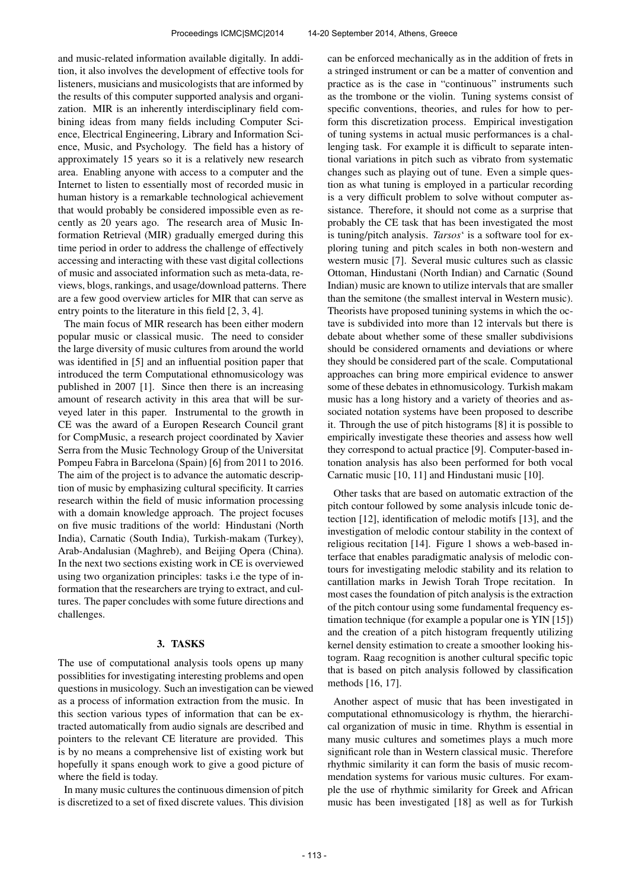and music-related information available digitally. In addition, it also involves the development of effective tools for listeners, musicians and musicologists that are informed by the results of this computer supported analysis and organization. MIR is an inherently interdisciplinary field combining ideas from many fields including Computer Science, Electrical Engineering, Library and Information Science, Music, and Psychology. The field has a history of approximately 15 years so it is a relatively new research area. Enabling anyone with access to a computer and the Internet to listen to essentially most of recorded music in human history is a remarkable technological achievement that would probably be considered impossible even as recently as 20 years ago. The research area of Music Information Retrieval (MIR) gradually emerged during this time period in order to address the challenge of effectively accessing and interacting with these vast digital collections of music and associated information such as meta-data, reviews, blogs, rankings, and usage/download patterns. There are a few good overview articles for MIR that can serve as entry points to the literature in this field [2, 3, 4].

The main focus of MIR research has been either modern popular music or classical music. The need to consider the large diversity of music cultures from around the world was identified in [5] and an influential position paper that introduced the term Computational ethnomusicology was published in 2007 [1]. Since then there is an increasing amount of research activity in this area that will be surveyed later in this paper. Instrumental to the growth in CE was the award of a Europen Research Council grant for CompMusic, a research project coordinated by Xavier Serra from the Music Technology Group of the Universitat Pompeu Fabra in Barcelona (Spain) [6] from 2011 to 2016. The aim of the project is to advance the automatic description of music by emphasizing cultural specificity. It carries research within the field of music information processing with a domain knowledge approach. The project focuses on five music traditions of the world: Hindustani (North India), Carnatic (South India), Turkish-makam (Turkey), Arab-Andalusian (Maghreb), and Beijing Opera (China). In the next two sections existing work in CE is overviewed using two organization principles: tasks i.e the type of information that the researchers are trying to extract, and cultures. The paper concludes with some future directions and challenges.

## 3. TASKS

The use of computational analysis tools opens up many possiblities for investigating interesting problems and open questions in musicology. Such an investigation can be viewed as a process of information extraction from the music. In this section various types of information that can be extracted automatically from audio signals are described and pointers to the relevant CE literature are provided. This is by no means a comprehensive list of existing work but hopefully it spans enough work to give a good picture of where the field is today.

In many music cultures the continuous dimension of pitch is discretized to a set of fixed discrete values. This division can be enforced mechanically as in the addition of frets in a stringed instrument or can be a matter of convention and practice as is the case in "continuous" instruments such as the trombone or the violin. Tuning systems consist of specific conventions, theories, and rules for how to perform this discretization process. Empirical investigation of tuning systems in actual music performances is a challenging task. For example it is difficult to separate intentional variations in pitch such as vibrato from systematic changes such as playing out of tune. Even a simple question as what tuning is employed in a particular recording is a very difficult problem to solve without computer assistance. Therefore, it should not come as a surprise that probably the CE task that has been investigated the most is tuning/pitch analysis. *Tarsos*' is a software tool for exploring tuning and pitch scales in both non-western and western music [7]. Several music cultures such as classic Ottoman, Hindustani (North Indian) and Carnatic (Sound Indian) music are known to utilize intervals that are smaller than the semitone (the smallest interval in Western music). Theorists have proposed tunining systems in which the octave is subdivided into more than 12 intervals but there is debate about whether some of these smaller subdivisions should be considered ornaments and deviations or where they should be considered part of the scale. Computational approaches can bring more empirical evidence to answer some of these debates in ethnomusicology. Turkish makam music has a long history and a variety of theories and associated notation systems have been proposed to describe it. Through the use of pitch histograms [8] it is possible to empirically investigate these theories and assess how well they correspond to actual practice [9]. Computer-based intonation analysis has also been performed for both vocal Carnatic music [10, 11] and Hindustani music [10].

Other tasks that are based on automatic extraction of the pitch contour followed by some analysis inlcude tonic detection [12], identification of melodic motifs [13], and the investigation of melodic contour stability in the context of religious recitation [14]. Figure 1 shows a web-based interface that enables paradigmatic analysis of melodic contours for investigating melodic stability and its relation to cantillation marks in Jewish Torah Trope recitation. In most cases the foundation of pitch analysis is the extraction of the pitch contour using some fundamental frequency estimation technique (for example a popular one is YIN [15]) and the creation of a pitch histogram frequently utilizing kernel density estimation to create a smoother looking histogram. Raag recognition is another cultural specific topic that is based on pitch analysis followed by classification methods [16, 17].

Another aspect of music that has been investigated in computational ethnomusicology is rhythm, the hierarchical organization of music in time. Rhythm is essential in many music cultures and sometimes plays a much more significant role than in Western classical music. Therefore rhythmic similarity it can form the basis of music recommendation systems for various music cultures. For example the use of rhythmic similarity for Greek and African music has been investigated [18] as well as for Turkish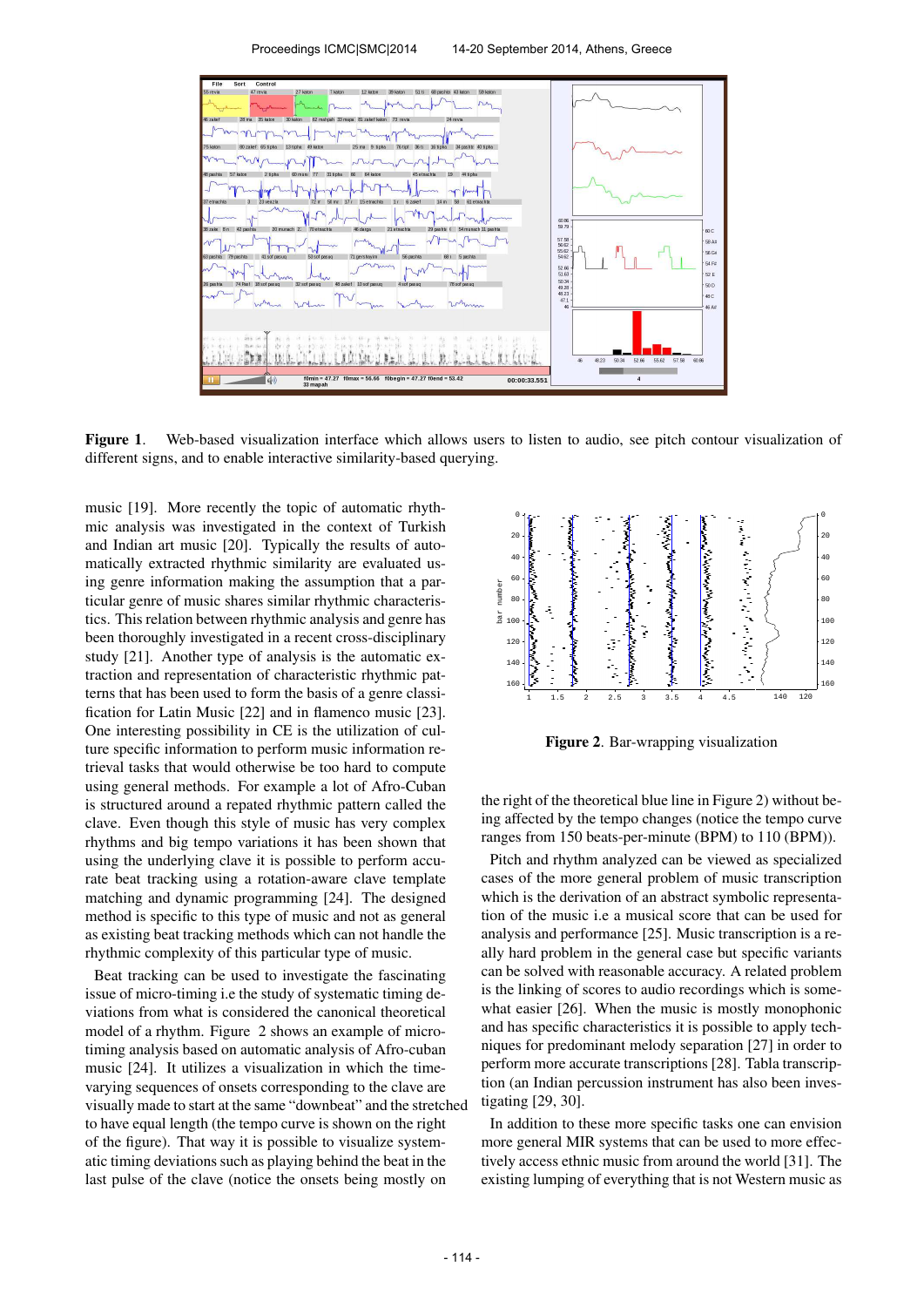**Figure 1**. Web-based visualization interface which allows users to listen to audio, see pitch contour visualization of different signs, and to enable interactive similarity-based querying.

music [19]. More recently the topic of automatic rhythmic analysis was investigated in the context of Turkish and Indian art music [20]. Typically the results of automatically extracted rhythmic similarity are evaluated using genre information making the assumption that a particular genre of music shares similar rhythmic characteristics. This relation between rhythmic analysis and genre has been thoroughly investigated in a recent cross-disciplinary study [21]. Another type of analysis is the automatic extraction and representation of characteristic rhythmic patterns that has been used to form the basis of a genre classification for Latin Music [22] and in flamenco music [23]. One interesting possibility in CE is the utilization of culture specific information to perform music information retrieval tasks that would otherwise be too hard to compute using general methods. For example a lot of Afro-Cuban is structured around a repated rhythmic pattern called the clave. Even though this style of music has very complex rhythms and big tempo variations it has been shown that using the underlying clave it is possible to perform accurate beat tracking using a rotation-aware clave template matching and dynamic programming [24]. The designed method is specific to this type of music and not as general as existing beat tracking methods which can not handle the rhythmic complexity of this particular type of music.

Beat tracking can be used to investigate the fascinating issue of micro-timing i.e the study of systematic timing deviations from what is considered the canonical theoretical model of a rhythm. Figure 2 shows an example of micro-timing analysis based on automatic analysis of Afro-cuban music [24]. It utilizes a visualization in which the time-varying sequences of onsets corresponding to the clave are visually made to start at the same "downbeat" and the stretched to have equal length (the tempo curve is shown on the right of the figure). That way it is possible to visualize systematic timing deviations such as playing behind the beat in the last pulse of the clave (notice the onsets being mostly on the right of the theoretical blue line in Figure 2) without being affected by the tempo changes (notice the tempo curve ranges from 150 beats-per-minute (BPM) to 110 (BPM)).

**Figure 2**. Bar-wrapping visualization

Pitch and rhythm analyzed can be viewed as specialized cases of the more general problem of music transcription which is the derivation of an abstract symbolic representation of the music i.e a musical score that can be used for analysis and performance [25]. Music transcription is a really hard problem in the general case but specific variants can be solved with reasonable accuracy. A related problem is the linking of scores to audio recordings which is somewhat easier [26]. When the music is mostly monophonic and has specific characteristics it is possible to apply techniques for predominant melody separation [27] in order to perform more accurate transcriptions [28]. Tabla transcription (an Indian percussion instrument has also been investigating [29, 30].

In addition to these more specific tasks one can envision more general MIR systems that can be used to more effectively access ethnic music from around the world [31]. The existing lumping of everything that is not Western music as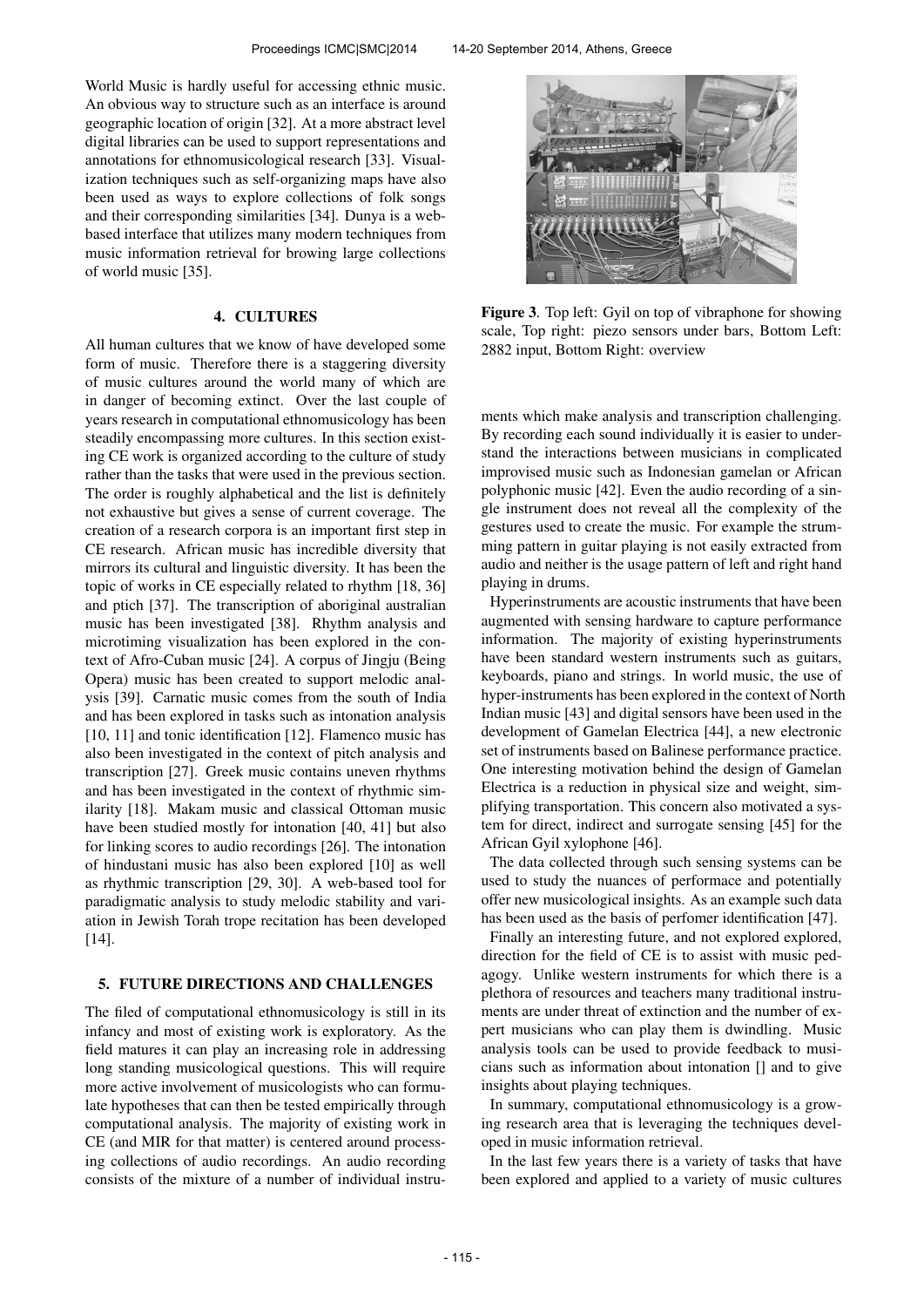World Music is hardly useful for accessing ethnic music. An obvious way to structure such as an interface is around geographic location of origin [32]. At a more abstract level digital libraries can be used to support representations and annotations for ethnomusicological research [33]. Visualization techniques such as self-organizing maps have also been used as ways to explore collections of folk songs and their corresponding similarities [34]. Dunya is a web-based interface that utilizes many modern techniques from music information retrieval for browing large collections of world music [35].

## 4. CULTURES

All human cultures that we know of have developed some form of music. Therefore there is a staggering diversity of music cultures around the world many of which are in danger of becoming extinct. Over the last couple of years research in computational ethnomusicology has been steadily encompassing more cultures. In this section existing CE work is organized according to the culture of study rather than the tasks that were used in the previous section. The order is roughly alphabetical and the list is definitely not exhaustive but gives a sense of current coverage. The creation of a research corpora is an important first step in CE research. African music has incredible diversity that mirrors its cultural and linguistic diversity. It has been the topic of works in CE especially related to rhythm [18, 36] and ptich [37]. The transcription of aboriginal australian music has been investigated [38]. Rhythm analysis and microtiming visualization has been explored in the context of Afro-Cuban music [24]. A corpus of Jingju (Being Opera) music has been created to support melodic analysis [39]. Carnatic music comes from the south of India and has been explored in tasks such as intonation analysis [10, 11] and tonic identification [12]. Flamenco music has also been investigated in the context of pitch analysis and transcription [27]. Greek music contains uneven rhythms and has been investigated in the context of rhythmic similarity [18]. Makam music and classical Ottoman music have been studied mostly for intonation [40, 41] but also for linking scores to audio recordings [26]. The intonation of hindustani music has also been explored [10] as well as rhythmic transcription [29, 30]. A web-based tool for paradigmatic analysis to study melodic stability and variation in Jewish Torah trope recitation has been developed [14].

## 5. FUTURE DIRECTIONS AND CHALLENGES

The filed of computational ethnomusicology is still in its infancy and most of existing work is exploratory. As the field matures it can play an increasing role in addressing long standing musicological questions. This will require more active involvement of musicologists who can formulate hypotheses that can then be tested empirically through computational analysis. The majority of existing work in CE (and MIR for that matter) is centered around processing collections of audio recordings. An audio recording consists of the mixture of a number of individual instruments which make analysis and transcription challenging. By recording each sound individually it is easier to understand the interactions between musicians in complicated improvised music such as Indonesian gamelan or African polyphonic music [42]. Even the audio recording of a single instrument does not reveal all the complexity of the gestures used to create the music. For example the strumming pattern in guitar playing is not easily extracted from audio and neither is the usage pattern of left and right hand playing in drums.

**Figure 3**. Top left: Gyil on top of vibraphone for showing scale, Top right: piezo sensors under bars, Bottom Left: 2882 input, Bottom Right: overview

Hyperinstruments are acoustic instruments that have been augmented with sensing hardware to capture performance information. The majority of existing hyperinstruments have been standard western instruments such as guitars, keyboards, piano and strings. In world music, the use of hyper-instruments has been explored in the context of North Indian music [43] and digital sensors have been used in the development of Gamelan Electrica [44], a new electronic set of instruments based on Balinese performance practice. One interesting motivation behind the design of Gamelan Electrica is a reduction in physical size and weight, simplifying transportation. This concern also motivated a system for direct, indirect and surrogate sensing [45] for the African Gyil xylophone [46].

The data collected through such sensing systems can be used to study the nuances of performace and potentially offer new musicological insights. As an example such data has been used as the basis of perfomer identification [47].

Finally an interesting future, and not explored explored, direction for the field of CE is to assist with music pedagogy. Unlike western instruments for which there is a plethora of resources and teachers many traditional instruments are under threat of extinction and the number of expert musicians who can play them is dwindling. Music analysis tools can be used to provide feedback to musicians such as information about intonation [] and to give insights about playing techniques.

In summary, computational ethnomusicology is a growing research area that is leveraging the techniques developed in music information retrieval.

In the last few years there is a variety of tasks that have been explored and applied to a variety of music cultures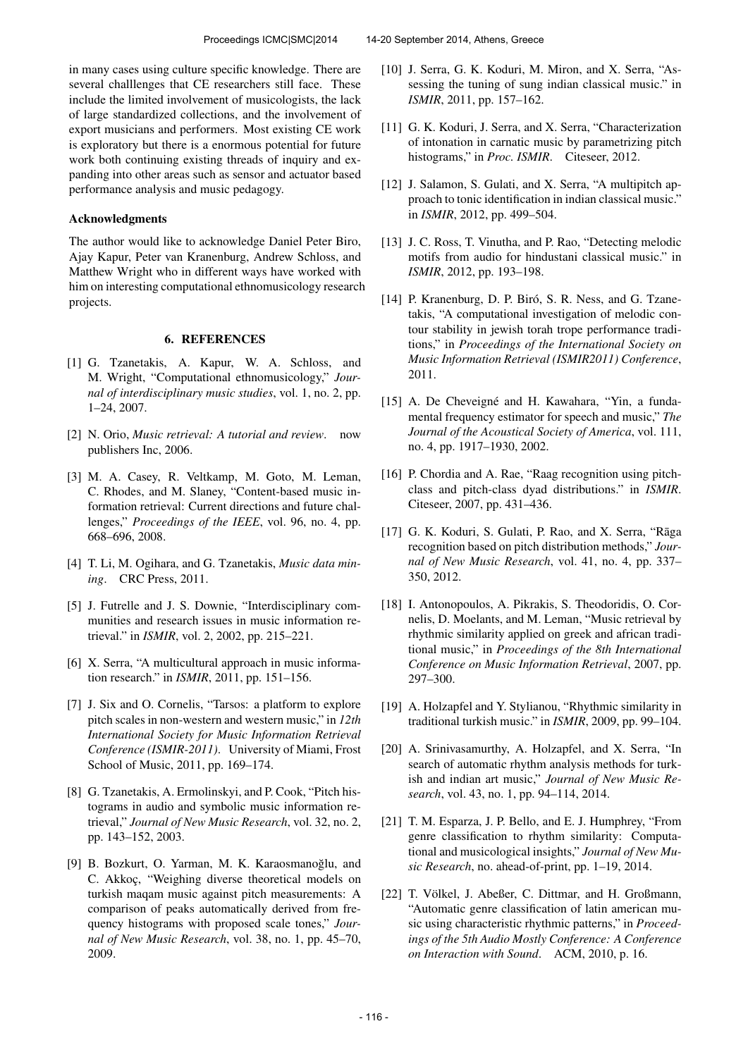in many cases using culture specific knowledge. There are several challlenges that CE researchers still face. These include the limited involvement of musicologists, the lack of large standardized collections, and the involvement of export musicians and performers. Most existing CE work is exploratory but there is a enormous potential for future work both continuing existing threads of inquiry and expanding into other areas such as sensor and actuator based performance analysis and music pedagogy.

### Acknowledgments

The author would like to acknowledge Daniel Peter Biro, Ajay Kapur, Peter van Kranenburg, Andrew Schloss, and Matthew Wright who in different ways have worked with him on interesting computational ethnomusicology research projects.

## 6. REFERENCES

[1] G. Tzanetakis, A. Kapur, W. A. Schloss, and M. Wright, "Computational ethnomusicology," *Journal of interdisciplinary music studies*, vol. 1, no. 2, pp. 1–24, 2007.

[2] N. Orio, *Music retrieval: A tutorial and review*. now publishers Inc, 2006.

[3] M. A. Casey, R. Veltkamp, M. Goto, M. Leman, C. Rhodes, and M. Slaney, "Content-based music information retrieval: Current directions and future challenges," *Proceedings of the IEEE*, vol. 96, no. 4, pp. 668–696, 2008.

[4] T. Li, M. Ogihara, and G. Tzanetakis, *Music data mining*. CRC Press, 2011.

[5] J. Futrelle and J. S. Downie, "Interdisciplinary communities and research issues in music information retrieval." in *ISMIR*, vol. 2, 2002, pp. 215–221.

[6] X. Serra, "A multicultural approach in music information research." in *ISMIR*, 2011, pp. 151–156.

[7] J. Six and O. Cornelis, "Tarsos: a platform to explore pitch scales in non-western and western music," in *12th International Society for Music Information Retrieval Conference (ISMIR-2011)*. University of Miami, Frost School of Music, 2011, pp. 169–174.

[8] G. Tzanetakis, A. Ermolinskyi, and P. Cook, "Pitch histograms in audio and symbolic music information retrieval," *Journal of New Music Research*, vol. 32, no. 2, pp. 143–152, 2003.

[9] B. Bozkurt, O. Yarman, M. K. Karaosmanoğlu, and C. Akkoç, "Weighing diverse theoretical models on turkish maqam music against pitch measurements: A comparison of peaks automatically derived from frequency histograms with proposed scale tones," *Journal of New Music Research*, vol. 38, no. 1, pp. 45–70, 2009.

[10] J. Serra, G. K. Koduri, M. Miron, and X. Serra, "Assessing the tuning of sung indian classical music." in *ISMIR*, 2011, pp. 157–162.

[11] G. K. Koduri, J. Serra, and X. Serra, "Characterization of intonation in carnatic music by parametrizing pitch histograms," in *Proc. ISMIR*. Citeseer, 2012.

[12] J. Salamon, S. Gulati, and X. Serra, "A multipitch approach to tonic identification in indian classical music." in *ISMIR*, 2012, pp. 499–504.

[13] J. C. Ross, T. Vinutha, and P. Rao, "Detecting melodic motifs from audio for hindustani classical music." in *ISMIR*, 2012, pp. 193–198.

[14] P. Kranenburg, D. P. Biró, S. R. Ness, and G. Tzanetakis, "A computational investigation of melodic contour stability in jewish torah trope performance traditions," in *Proceedings of the International Society on Music Information Retrieval (ISMIR2011) Conference*, 2011.

[15] A. De Cheveigné and H. Kawahara, "Yin, a fundamental frequency estimator for speech and music," *The Journal of the Acoustical Society of America*, vol. 111, no. 4, pp. 1917–1930, 2002.

[16] P. Chordia and A. Rae, "Raag recognition using pitch-class and pitch-class dyad distributions." in *ISMIR*. Citeseer, 2007, pp. 431–436.

[17] G. K. Koduri, S. Gulati, P. Rao, and X. Serra, "Rāga recognition based on pitch distribution methods," *Journal of New Music Research*, vol. 41, no. 4, pp. 337–350, 2012.

[18] I. Antonopoulos, A. Pikrakis, S. Theodoridis, O. Cornelis, D. Moelants, and M. Leman, "Music retrieval by rhythmic similarity applied on greek and african traditional music," in *Proceedings of the 8th International Conference on Music Information Retrieval*, 2007, pp. 297–300.

[19] A. Holzapfel and Y. Stylianou, "Rhythmic similarity in traditional turkish music." in *ISMIR*, 2009, pp. 99–104.

[20] A. Srinivasamurthy, A. Holzapfel, and X. Serra, "In search of automatic rhythm analysis methods for turkish and indian art music," *Journal of New Music Research*, vol. 43, no. 1, pp. 94–114, 2014.

[21] T. M. Esparza, J. P. Bello, and E. J. Humphrey, "From genre classification to rhythm similarity: Computational and musicological insights," *Journal of New Music Research*, no. ahead-of-print, pp. 1–19, 2014.

[22] T. Völkel, J. Abeßer, C. Dittmar, and H. Großmann, "Automatic genre classification of latin american music using characteristic rhythmic patterns," in *Proceedings of the 5th Audio Mostly Conference: A Conference on Interaction with Sound*. ACM, 2010, p. 16.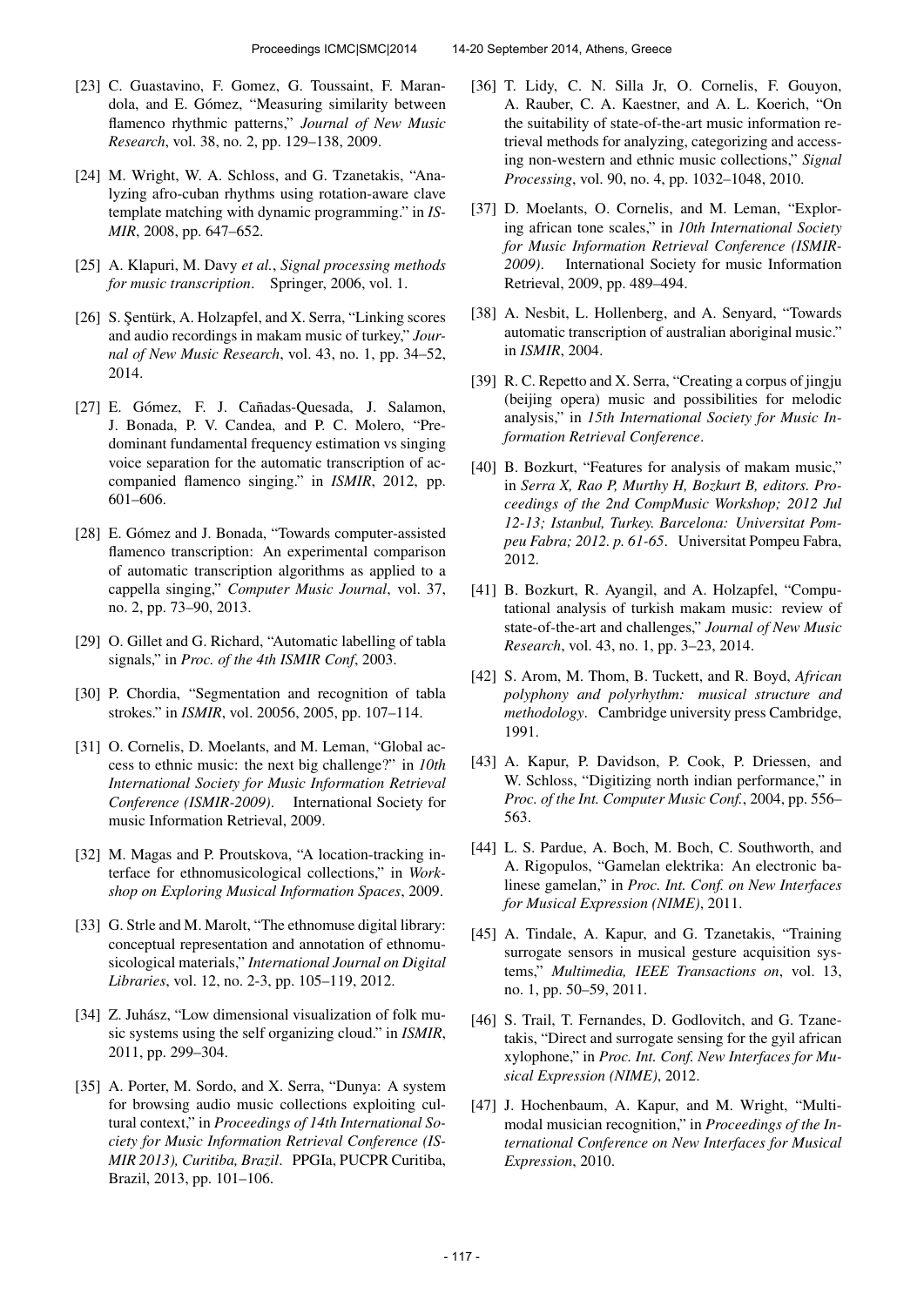[23] C. Guastavino, F. Gomez, G. Toussaint, F. Marandola, and E. Gómez, "Measuring similarity between flamenco rhythmic patterns," *Journal of New Music Research*, vol. 38, no. 2, pp. 129–138, 2009.

[24] M. Wright, W. A. Schloss, and G. Tzanetakis, "Analyzing afro-cuban rhythms using rotation-aware clave template matching with dynamic programming." in *ISMIR*, 2008, pp. 647–652.

[25] A. Klapuri, M. Davy *et al.*, *Signal processing methods for music transcription*. Springer, 2006, vol. 1.

[26] S. Şentürk, A. Holzapfel, and X. Serra, "Linking scores and audio recordings in makam music of turkey," *Journal of New Music Research*, vol. 43, no. 1, pp. 34–52, 2014.

[27] E. Gómez, F. J. Cañadas-Quesada, J. Salamon, J. Bonada, P. V. Candea, and P. C. Molero, "Predominant fundamental frequency estimation vs singing voice separation for the automatic transcription of accompanied flamenco singing." in *ISMIR*, 2012, pp. 601–606.

[28] E. Gómez and J. Bonada, "Towards computer-assisted flamenco transcription: An experimental comparison of automatic transcription algorithms as applied to a cappella singing," *Computer Music Journal*, vol. 37, no. 2, pp. 73–90, 2013.

[29] O. Gillet and G. Richard, "Automatic labelling of tabla signals," in *Proc. of the 4th ISMIR Conf*, 2003.

[30] P. Chordia, "Segmentation and recognition of tabla strokes." in *ISMIR*, vol. 20056, 2005, pp. 107–114.

[31] O. Cornelis, D. Moelants, and M. Leman, "Global access to ethnic music: the next big challenge?" in *10th International Society for Music Information Retrieval Conference (ISMIR-2009)*. International Society for music Information Retrieval, 2009.

[32] M. Magas and P. Proutskova, "A location-tracking interface for ethnomusicological collections," in *Workshop on Exploring Musical Information Spaces*, 2009.

[33] G. Strle and M. Marolt, "The ethnomuse digital library: conceptual representation and annotation of ethnomusicological materials," *International Journal on Digital Libraries*, vol. 12, no. 2-3, pp. 105–119, 2012.

[34] Z. Juhász, "Low dimensional visualization of folk music systems using the self organizing cloud." in *ISMIR*, 2011, pp. 299–304.

[35] A. Porter, M. Sordo, and X. Serra, "Dunya: A system for browsing audio music collections exploiting cultural context," in *Proceedings of 14th International Society for Music Information Retrieval Conference (ISMIR 2013), Curitiba, Brazil*. PPGIa, PUCPR Curitiba, Brazil, 2013, pp. 101–106.

[36] T. Lidy, C. N. Silla Jr, O. Cornelis, F. Gouyon, A. Rauber, C. A. Kaestner, and A. L. Koerich, "On the suitability of state-of-the-art music information retrieval methods for analyzing, categorizing and accessing non-western and ethnic music collections," *Signal Processing*, vol. 90, no. 4, pp. 1032–1048, 2010.

[37] D. Moelants, O. Cornelis, and M. Leman, "Exploring african tone scales," in *10th International Society for Music Information Retrieval Conference (ISMIR-2009)*. International Society for music Information Retrieval, 2009, pp. 489–494.

[38] A. Nesbit, L. Hollenberg, and A. Senyard, "Towards automatic transcription of australian aboriginal music." in *ISMIR*, 2004.

[39] R. C. Repetto and X. Serra, "Creating a corpus of jingju (beijing opera) music and possibilities for melodic analysis," in *15th International Society for Music Information Retrieval Conference*.

[40] B. Bozkurt, "Features for analysis of makam music," in *Serra X, Rao P, Murthy H, Bozkurt B, editors. Proceedings of the 2nd CompMusic Workshop; 2012 Jul 12-13; Istanbul, Turkey. Barcelona: Universitat Pompeu Fabra; 2012. p. 61-65*. Universitat Pompeu Fabra, 2012.

[41] B. Bozkurt, R. Ayangil, and A. Holzapfel, "Computational analysis of turkish makam music: review of state-of-the-art and challenges," *Journal of New Music Research*, vol. 43, no. 1, pp. 3–23, 2014.

[42] S. Arom, M. Thom, B. Tuckett, and R. Boyd, *African polyphony and polyrhythm: musical structure and methodology*. Cambridge university press Cambridge, 1991.

[43] A. Kapur, P. Davidson, P. Cook, P. Driessen, and W. Schloss, "Digitizing north indian performance," in *Proc. of the Int. Computer Music Conf.*, 2004, pp. 556–563.

[44] L. S. Pardue, A. Boch, M. Boch, C. Southworth, and A. Rigopulos, "Gamelan elektrika: An electronic balinese gamelan," in *Proc. Int. Conf. on New Interfaces for Musical Expression (NIME)*, 2011.

[45] A. Tindale, A. Kapur, and G. Tzanetakis, "Training surrogate sensors in musical gesture acquisition systems," *Multimedia, IEEE Transactions on*, vol. 13, no. 1, pp. 50–59, 2011.

[46] S. Trail, T. Fernandes, D. Godlovitch, and G. Tzanetakis, "Direct and surrogate sensing for the gyil african xylophone," in *Proc. Int. Conf. New Interfaces for Musical Expression (NIME)*, 2012.

[47] J. Hochenbaum, A. Kapur, and M. Wright, "Multimodal musician recognition," in *Proceedings of the International Conference on New Interfaces for Musical Expression*, 2010.